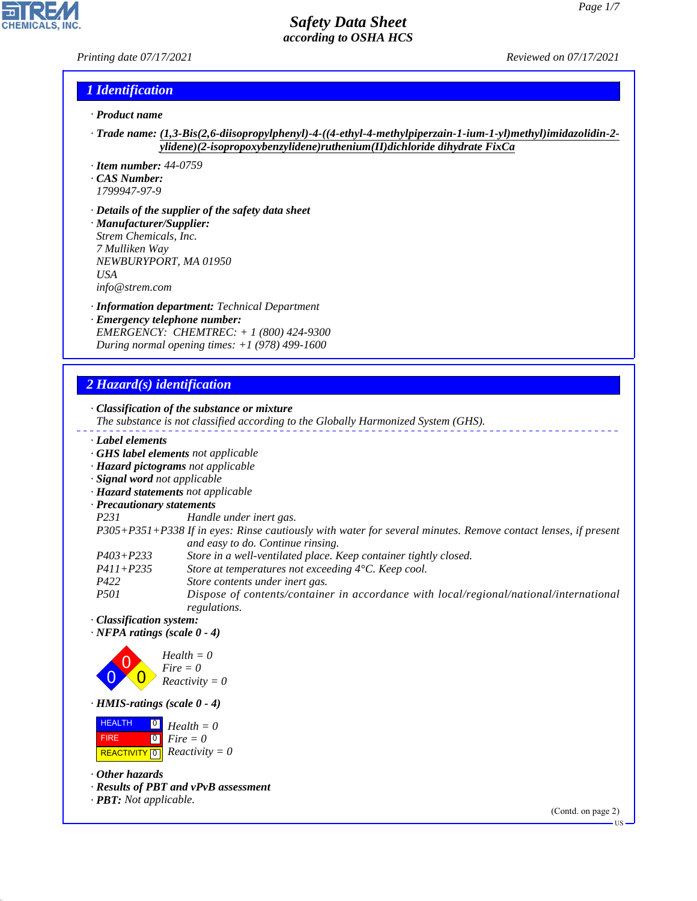# Safety Data Sheet
### according to OSHA HCS

*Printing date 07/17/2021* *Reviewed on 07/17/2021*

## 1 Identification

· **Product name**

· **Trade name:** **(1,3-Bis(2,6-diisopropylphenyl)-4-((4-ethyl-4-methylpiperzain-1-ium-1-yl)methyl)imidazolidin-2-ylidene)(2-isopropoxybenzylidene)ruthenium(II)dichloride dihydrate FixCa**

· **Item number:** 44-0759
· **CAS Number:**
1799947-97-9

· **Details of the supplier of the safety data sheet**
· **Manufacturer/Supplier:**
Strem Chemicals, Inc.
7 Mulliken Way
NEWBURYPORT, MA 01950
USA
info@strem.com

· **Information department:** Technical Department
· **Emergency telephone number:**
EMERGENCY: CHEMTREC: + 1 (800) 424-9300
During normal opening times: +1 (978) 499-1600

## 2 Hazard(s) identification

· **Classification of the substance or mixture**
The substance is not classified according to the Globally Harmonized System (GHS).

· **Label elements**
· **GHS label elements** not applicable
· **Hazard pictograms** not applicable
· **Signal word** not applicable
· **Hazard statements** not applicable
· **Precautionary statements**

| | |
|---|---|
| P231 | Handle under inert gas. |
| P305+P351+P338 | If in eyes: Rinse cautiously with water for several minutes. Remove contact lenses, if present and easy to do. Continue rinsing. |
| P403+P233 | Store in a well-ventilated place. Keep container tightly closed. |
| P411+P235 | Store at temperatures not exceeding 4°C. Keep cool. |
| P422 | Store contents under inert gas. |
| P501 | Dispose of contents/container in accordance with local/regional/national/international regulations. |

· **Classification system:**
· **NFPA ratings (scale 0 - 4)**

Health = 0
Fire = 0
Reactivity = 0

· **HMIS-ratings (scale 0 - 4)**

| | | |
|---|---|---|
| HEALTH | 0 | Health = 0 |
| FIRE | 0 | Fire = 0 |
| REACTIVITY | 0 | Reactivity = 0 |

· **Other hazards**
· **Results of PBT and vPvB assessment**
· **PBT:** Not applicable.

(Contd. on page 2)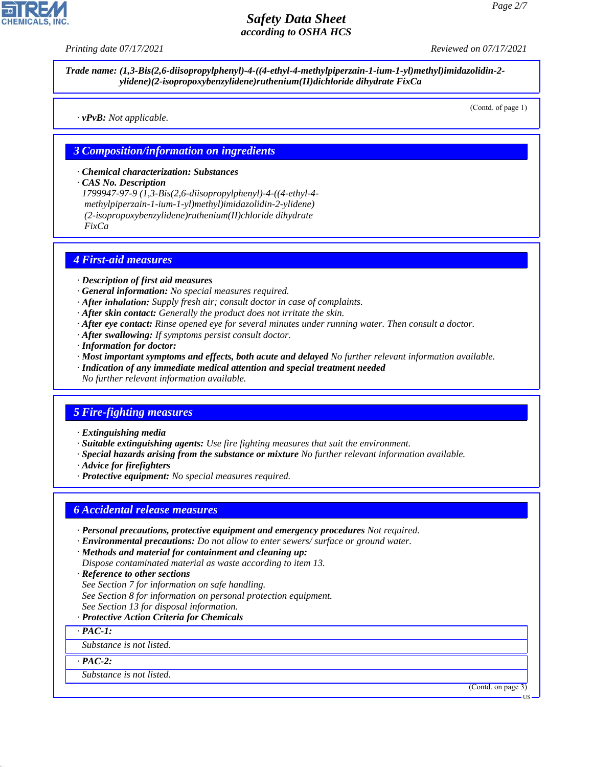**Trade name: (1,3-Bis(2,6-diisopropylphenyl)-4-((4-ethyl-4-methylpiperzain-1-ium-1-yl)methyl)imidazolidin-2-ylidene)(2-isopropoxybenzylidene)ruthenium(II)dichloride dihydrate FixCa**

(Contd. of page 1)

· **vPvB:** Not applicable.

## 3 Composition/information on ingredients

· **Chemical characterization: Substances**
· **CAS No. Description**
1799947-97-9 (1,3-Bis(2,6-diisopropylphenyl)-4-((4-ethyl-4-methylpiperzain-1-ium-1-yl)methyl)imidazolidin-2-ylidene)(2-isopropoxybenzylidene)ruthenium(II)chloride dihydrate FixCa

## 4 First-aid measures

· **Description of first aid measures**
· **General information:** No special measures required.
· **After inhalation:** Supply fresh air; consult doctor in case of complaints.
· **After skin contact:** Generally the product does not irritate the skin.
· **After eye contact:** Rinse opened eye for several minutes under running water. Then consult a doctor.
· **After swallowing:** If symptoms persist consult doctor.
· **Information for doctor:**
· **Most important symptoms and effects, both acute and delayed** No further relevant information available.
· **Indication of any immediate medical attention and special treatment needed**
No further relevant information available.

## 5 Fire-fighting measures

· **Extinguishing media**
· **Suitable extinguishing agents:** Use fire fighting measures that suit the environment.
· **Special hazards arising from the substance or mixture** No further relevant information available.
· **Advice for firefighters**
· **Protective equipment:** No special measures required.

## 6 Accidental release measures

· **Personal precautions, protective equipment and emergency procedures** Not required.
· **Environmental precautions:** Do not allow to enter sewers/ surface or ground water.
· **Methods and material for containment and cleaning up:**
Dispose contaminated material as waste according to item 13.
· **Reference to other sections**
See Section 7 for information on safe handling.
See Section 8 for information on personal protection equipment.
See Section 13 for disposal information.
· **Protective Action Criteria for Chemicals**

· **PAC-1:**

Substance is not listed.

· **PAC-2:**

Substance is not listed.

(Contd. on page 3)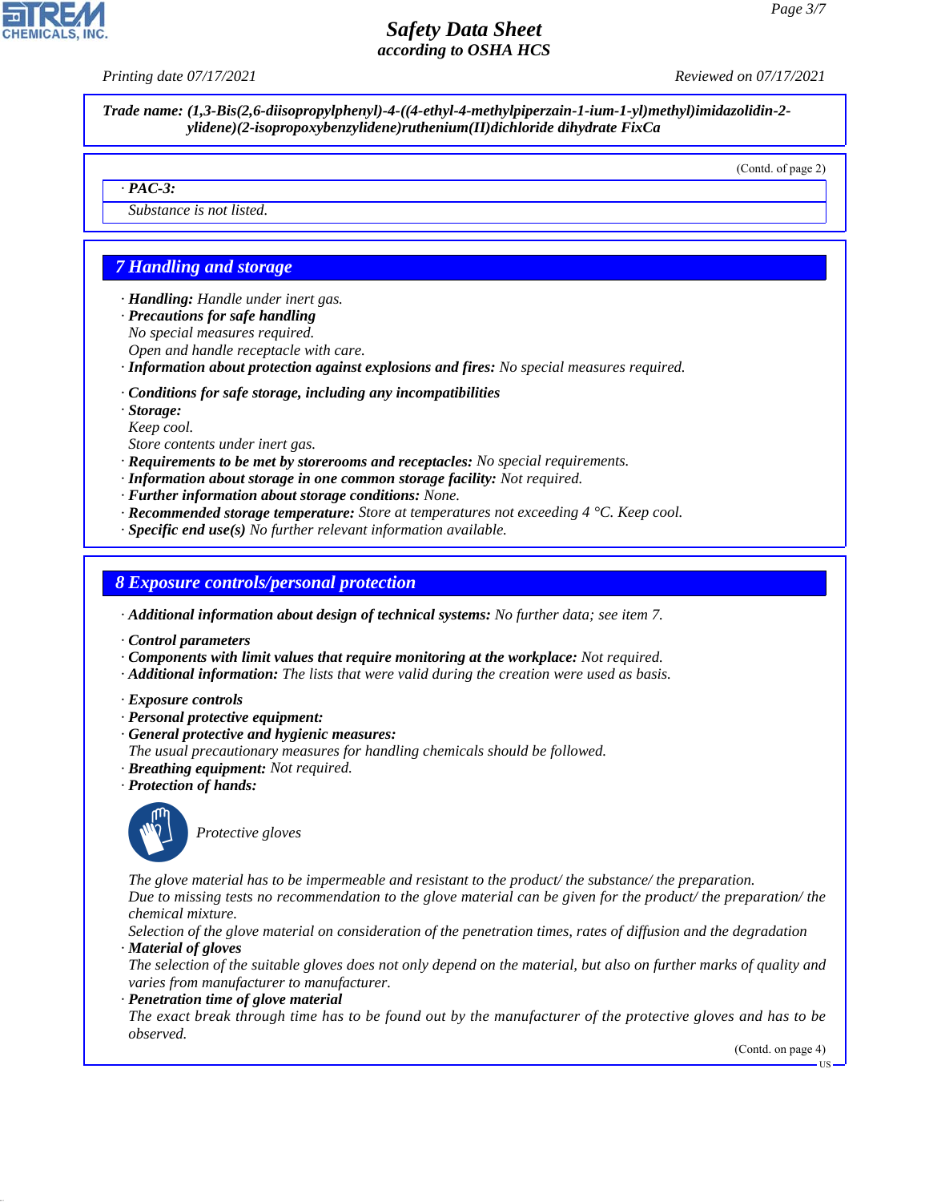**Trade name: (1,3-Bis(2,6-diisopropylphenyl)-4-((4-ethyl-4-methylpiperzain-1-ium-1-yl)methyl)imidazolidin-2-ylidene)(2-isopropoxybenzylidene)ruthenium(II)dichloride dihydrate FixCa**

(Contd. of page 2)

· **PAC-3:**

Substance is not listed.

## 7 Handling and storage

· **Handling:** Handle under inert gas.
· **Precautions for safe handling**
No special measures required.
Open and handle receptacle with care.
· **Information about protection against explosions and fires:** No special measures required.

· **Conditions for safe storage, including any incompatibilities**
· **Storage:**
Keep cool.
Store contents under inert gas.
· **Requirements to be met by storerooms and receptacles:** No special requirements.
· **Information about storage in one common storage facility:** Not required.
· **Further information about storage conditions:** None.
· **Recommended storage temperature:** Store at temperatures not exceeding 4 °C. Keep cool.
· **Specific end use(s)** No further relevant information available.

## 8 Exposure controls/personal protection

· **Additional information about design of technical systems:** No further data; see item 7.

· **Control parameters**
· **Components with limit values that require monitoring at the workplace:** Not required.
· **Additional information:** The lists that were valid during the creation were used as basis.

· **Exposure controls**
· **Personal protective equipment:**
· **General protective and hygienic measures:**
The usual precautionary measures for handling chemicals should be followed.
· **Breathing equipment:** Not required.
· **Protection of hands:**

Protective gloves

The glove material has to be impermeable and resistant to the product/ the substance/ the preparation.
Due to missing tests no recommendation to the glove material can be given for the product/ the preparation/ the chemical mixture.
Selection of the glove material on consideration of the penetration times, rates of diffusion and the degradation
· **Material of gloves**
The selection of the suitable gloves does not only depend on the material, but also on further marks of quality and varies from manufacturer to manufacturer.
· **Penetration time of glove material**
The exact break through time has to be found out by the manufacturer of the protective gloves and has to be observed.

(Contd. on page 4)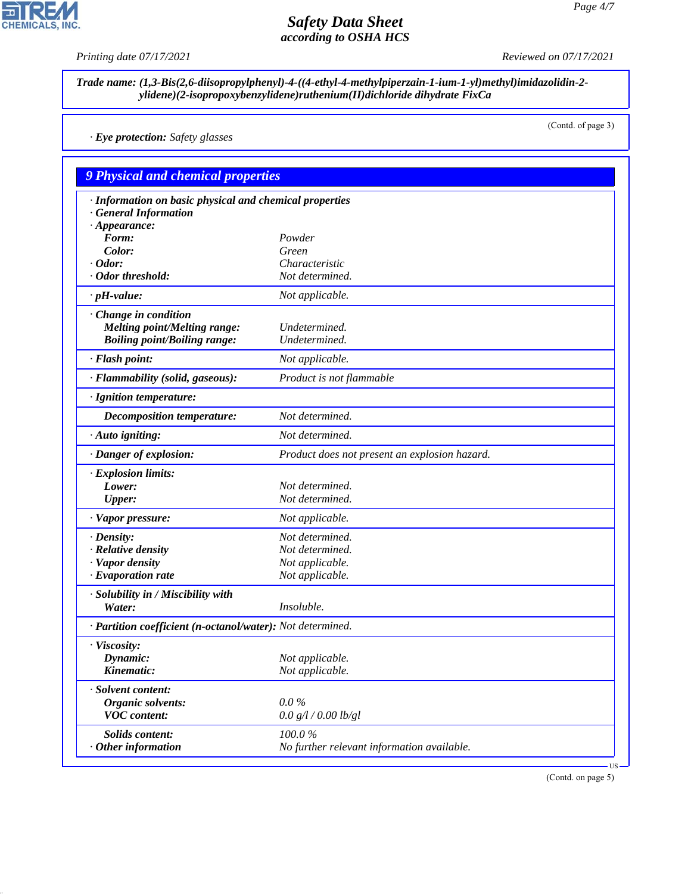**Trade name: (1,3-Bis(2,6-diisopropylphenyl)-4-((4-ethyl-4-methylpiperzain-1-ium-1-yl)methyl)imidazolidin-2-ylidene)(2-isopropoxybenzylidene)ruthenium(II)dichloride dihydrate FixCa**

(Contd. of page 3)

· **Eye protection:** Safety glasses

## 9 Physical and chemical properties

| | |
|---|---|
| · **Information on basic physical and chemical properties** | |
| · **General Information** | |
| · **Appearance:** | |
| **Form:** | Powder |
| **Color:** | Green |
| · **Odor:** | Characteristic |
| · **Odor threshold:** | Not determined. |
| · **pH-value:** | Not applicable. |
| · **Change in condition** | |
| **Melting point/Melting range:** | Undetermined. |
| **Boiling point/Boiling range:** | Undetermined. |
| · **Flash point:** | Not applicable. |
| · **Flammability (solid, gaseous):** | Product is not flammable |
| · **Ignition temperature:** | |
| **Decomposition temperature:** | Not determined. |
| · **Auto igniting:** | Not determined. |
| · **Danger of explosion:** | Product does not present an explosion hazard. |
| · **Explosion limits:** | |
| **Lower:** | Not determined. |
| **Upper:** | Not determined. |
| · **Vapor pressure:** | Not applicable. |
| · **Density:** | Not determined. |
| · **Relative density** | Not determined. |
| · **Vapor density** | Not applicable. |
| · **Evaporation rate** | Not applicable. |
| · **Solubility in / Miscibility with** | |
| **Water:** | Insoluble. |
| · **Partition coefficient (n-octanol/water):** | Not determined. |
| · **Viscosity:** | |
| **Dynamic:** | Not applicable. |
| **Kinematic:** | Not applicable. |
| · **Solvent content:** | |
| **Organic solvents:** | 0.0 % |
| **VOC content:** | 0.0 g/l / 0.00 lb/gl |
| **Solids content:** | 100.0 % |
| · **Other information** | No further relevant information available. |

(Contd. on page 5)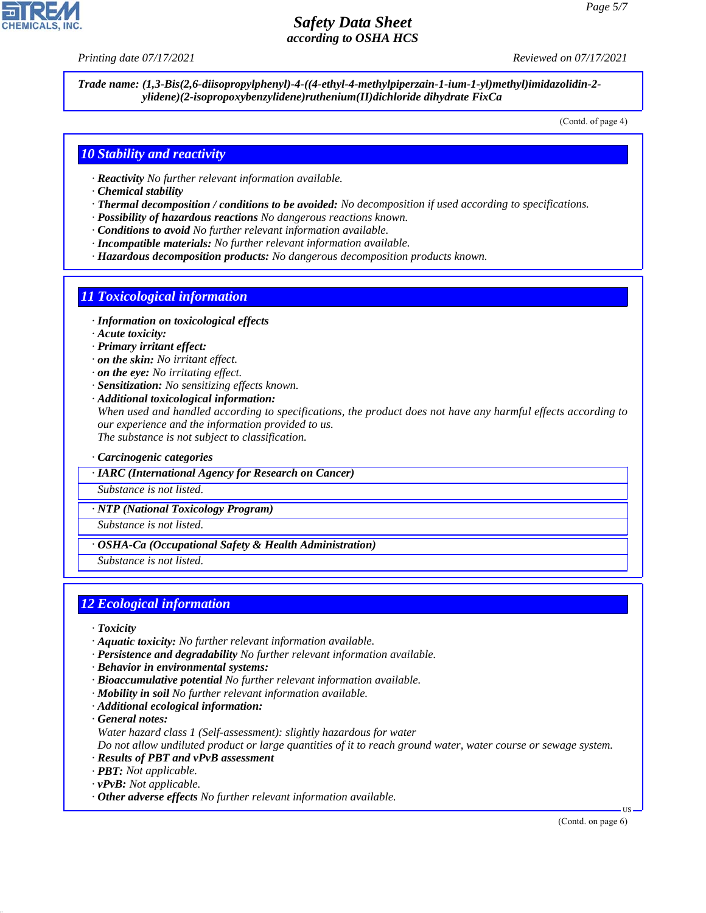**Trade name: (1,3-Bis(2,6-diisopropylphenyl)-4-((4-ethyl-4-methylpiperzain-1-ium-1-yl)methyl)imidazolidin-2-ylidene)(2-isopropoxybenzylidene)ruthenium(II)dichloride dihydrate FixCa**

(Contd. of page 4)

## 10 Stability and reactivity

- · **Reactivity** No further relevant information available.
- · **Chemical stability**
- · **Thermal decomposition / conditions to be avoided:** No decomposition if used according to specifications.
- · **Possibility of hazardous reactions** No dangerous reactions known.
- · **Conditions to avoid** No further relevant information available.
- · **Incompatible materials:** No further relevant information available.
- · **Hazardous decomposition products:** No dangerous decomposition products known.

## 11 Toxicological information

- · **Information on toxicological effects**
- · **Acute toxicity:**
- · **Primary irritant effect:**
- · **on the skin:** No irritant effect.
- · **on the eye:** No irritating effect.
- · **Sensitization:** No sensitizing effects known.
- · **Additional toxicological information:**
  When used and handled according to specifications, the product does not have any harmful effects according to our experience and the information provided to us.
  The substance is not subject to classification.

· **Carcinogenic categories**

| · IARC (International Agency for Research on Cancer) |
|---|
| Substance is not listed. |

| · NTP (National Toxicology Program) |
|---|
| Substance is not listed. |

| · OSHA-Ca (Occupational Safety & Health Administration) |
|---|
| Substance is not listed. |

## 12 Ecological information

- · **Toxicity**
- · **Aquatic toxicity:** No further relevant information available.
- · **Persistence and degradability** No further relevant information available.
- · **Behavior in environmental systems:**
- · **Bioaccumulative potential** No further relevant information available.
- · **Mobility in soil** No further relevant information available.
- · **Additional ecological information:**
- · **General notes:**
  Water hazard class 1 (Self-assessment): slightly hazardous for water
  Do not allow undiluted product or large quantities of it to reach ground water, water course or sewage system.
- · **Results of PBT and vPvB assessment**
- · **PBT:** Not applicable.
- · **vPvB:** Not applicable.
- · **Other adverse effects** No further relevant information available.

(Contd. on page 6)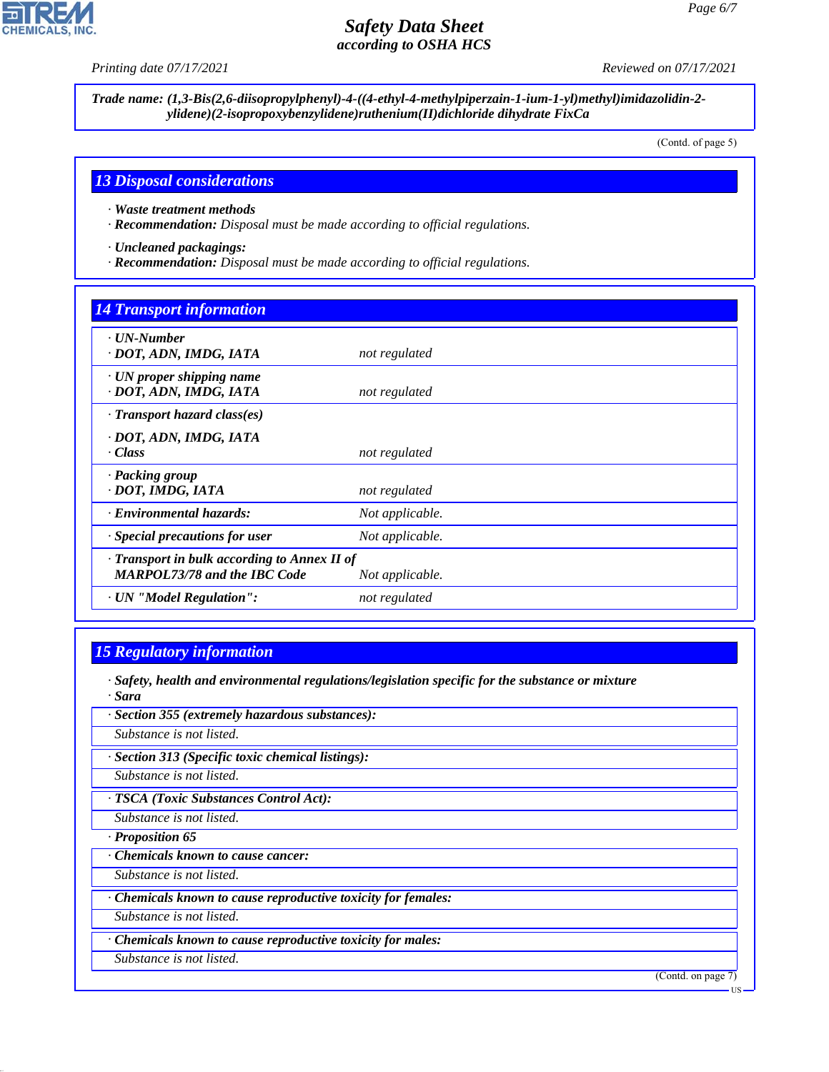**Trade name: (1,3-Bis(2,6-diisopropylphenyl)-4-((4-ethyl-4-methylpiperzain-1-ium-1-yl)methyl)imidazolidin-2-ylidene)(2-isopropoxybenzylidene)ruthenium(II)dichloride dihydrate FixCa**

(Contd. of page 5)

## 13 Disposal considerations

· **Waste treatment methods**
· **Recommendation:** Disposal must be made according to official regulations.

· **Uncleaned packagings:**
· **Recommendation:** Disposal must be made according to official regulations.

## 14 Transport information

| | |
|---|---|
| · **UN-Number**<br>· **DOT, ADN, IMDG, IATA** | not regulated |
| · **UN proper shipping name**<br>· **DOT, ADN, IMDG, IATA** | not regulated |
| · **Transport hazard class(es)**<br>· **DOT, ADN, IMDG, IATA**<br>· **Class** | not regulated |
| · **Packing group**<br>· **DOT, IMDG, IATA** | not regulated |
| · **Environmental hazards:** | Not applicable. |
| · **Special precautions for user** | Not applicable. |
| · **Transport in bulk according to Annex II of MARPOL73/78 and the IBC Code** | Not applicable. |
| · **UN "Model Regulation":** | not regulated |

## 15 Regulatory information

· **Safety, health and environmental regulations/legislation specific for the substance or mixture**
· **Sara**

· **Section 355 (extremely hazardous substances):**
Substance is not listed.

· **Section 313 (Specific toxic chemical listings):**
Substance is not listed.

· **TSCA (Toxic Substances Control Act):**
Substance is not listed.

· **Proposition 65**

· **Chemicals known to cause cancer:**
Substance is not listed.

· **Chemicals known to cause reproductive toxicity for females:**
Substance is not listed.

· **Chemicals known to cause reproductive toxicity for males:**
Substance is not listed.

(Contd. on page 7)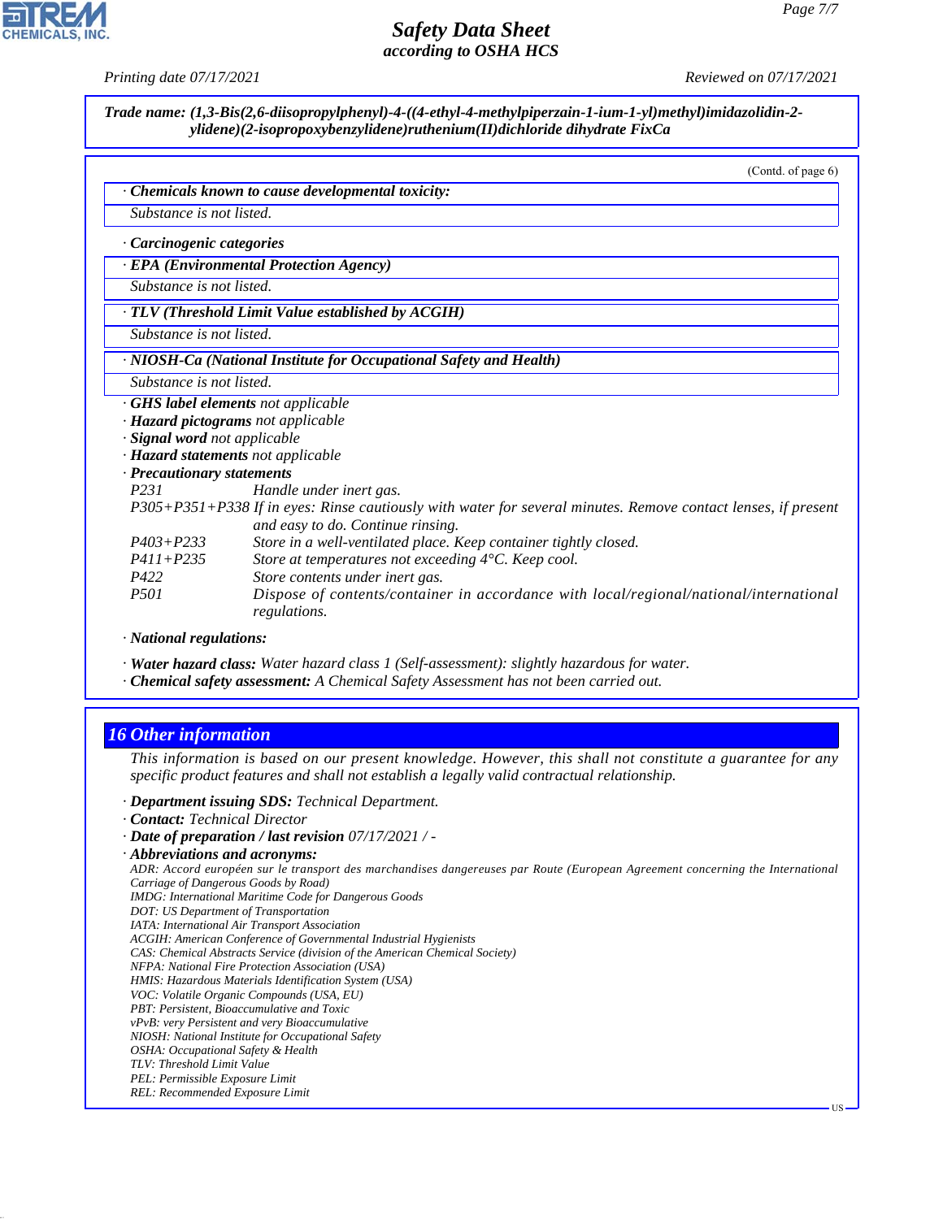*Trade name: (1,3-Bis(2,6-diisopropylphenyl)-4-((4-ethyl-4-methylpiperzain-1-ium-1-yl)methyl)imidazolidin-2-ylidene)(2-isopropoxybenzylidene)ruthenium(II)dichloride dihydrate FixCa*

(Contd. of page 6)

· ***Chemicals known to cause developmental toxicity:***

*Substance is not listed.*

· ***Carcinogenic categories***

· ***EPA (Environmental Protection Agency)***

*Substance is not listed.*

· ***TLV (Threshold Limit Value established by ACGIH)***

*Substance is not listed.*

· ***NIOSH-Ca (National Institute for Occupational Safety and Health)***

*Substance is not listed.*

· ***GHS label elements*** *not applicable*
· ***Hazard pictograms*** *not applicable*
· ***Signal word*** *not applicable*
· ***Hazard statements*** *not applicable*
· ***Precautionary statements***

| | |
|---|---|
| *P231* | *Handle under inert gas.* |
| *P305+P351+P338* | *If in eyes: Rinse cautiously with water for several minutes. Remove contact lenses, if present and easy to do. Continue rinsing.* |
| *P403+P233* | *Store in a well-ventilated place. Keep container tightly closed.* |
| *P411+P235* | *Store at temperatures not exceeding 4°C. Keep cool.* |
| *P422* | *Store contents under inert gas.* |
| *P501* | *Dispose of contents/container in accordance with local/regional/national/international regulations.* |

· ***National regulations:***

· ***Water hazard class:*** *Water hazard class 1 (Self-assessment): slightly hazardous for water.*
· ***Chemical safety assessment:*** *A Chemical Safety Assessment has not been carried out.*

## 16 Other information

*This information is based on our present knowledge. However, this shall not constitute a guarantee for any specific product features and shall not establish a legally valid contractual relationship.*

· ***Department issuing SDS:*** *Technical Department.*
· ***Contact:*** *Technical Director*
· ***Date of preparation / last revision*** *07/17/2021 / -*
· ***Abbreviations and acronyms:***

*ADR: Accord européen sur le transport des marchandises dangereuses par Route (European Agreement concerning the International Carriage of Dangerous Goods by Road)*
*IMDG: International Maritime Code for Dangerous Goods*
*DOT: US Department of Transportation*
*IATA: International Air Transport Association*
*ACGIH: American Conference of Governmental Industrial Hygienists*
*CAS: Chemical Abstracts Service (division of the American Chemical Society)*
*NFPA: National Fire Protection Association (USA)*
*HMIS: Hazardous Materials Identification System (USA)*
*VOC: Volatile Organic Compounds (USA, EU)*
*PBT: Persistent, Bioaccumulative and Toxic*
*vPvB: very Persistent and very Bioaccumulative*
*NIOSH: National Institute for Occupational Safety*
*OSHA: Occupational Safety & Health*
*TLV: Threshold Limit Value*
*PEL: Permissible Exposure Limit*
*REL: Recommended Exposure Limit*